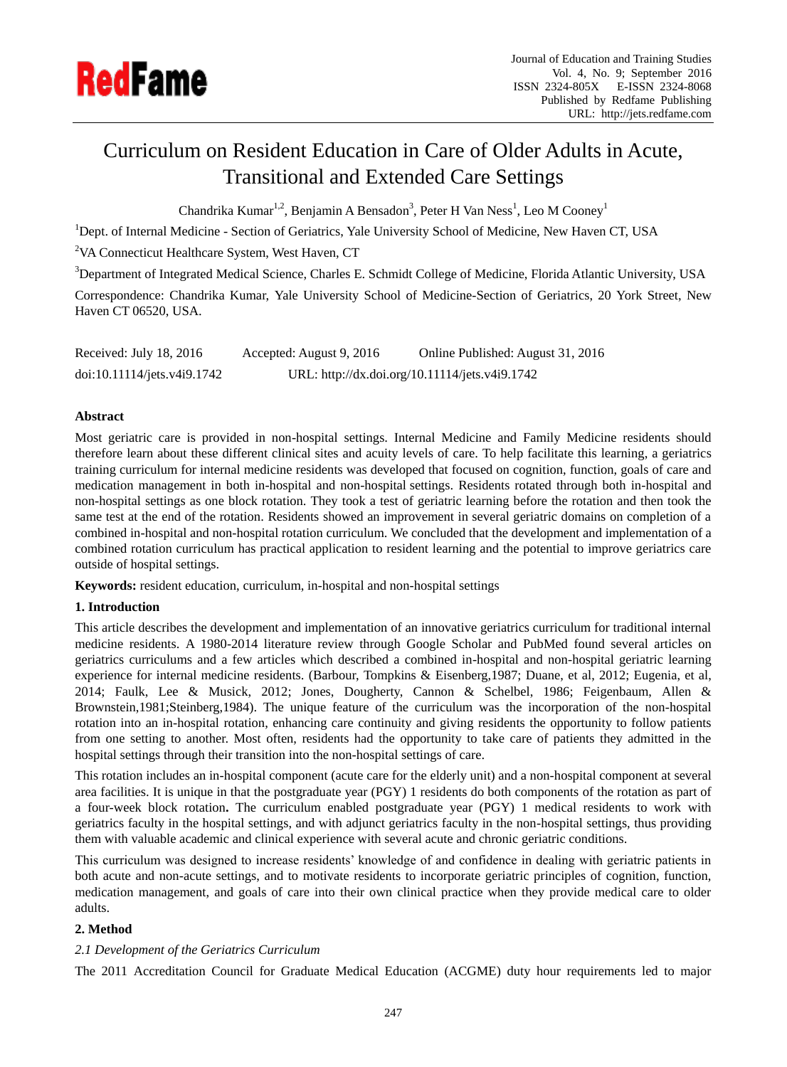# Curriculum on Resident Education in Care of Older Adults in Acute, Transitional and Extended Care Settings

Chandrika Kumar[1,2], Benjamin A Bensadon[3], Peter H Van Ness[1], Leo M Cooney[1]

[1]Dept. of Internal Medicine - Section of Geriatrics, Yale University School of Medicine, New Haven CT, USA

[2]VA Connecticut Healthcare System, West Haven, CT

[3]Department of Integrated Medical Science, Charles E. Schmidt College of Medicine, Florida Atlantic University, USA

Correspondence: Chandrika Kumar, Yale University School of Medicine-Section of Geriatrics, 20 York Street, New Haven CT 06520, USA.

Received: July 18, 2016 Accepted: August 9, 2016 Online Published: August 31, 2016

doi:10.11114/jets.v4i9.1742 URL: http://dx.doi.org/10.11114/jets.v4i9.1742

**Abstract**

Most geriatric care is provided in non-hospital settings. Internal Medicine and Family Medicine residents should therefore learn about these different clinical sites and acuity levels of care. To help facilitate this learning, a geriatrics training curriculum for internal medicine residents was developed that focused on cognition, function, goals of care and medication management in both in-hospital and non-hospital settings. Residents rotated through both in-hospital and non-hospital settings as one block rotation. They took a test of geriatric learning before the rotation and then took the same test at the end of the rotation. Residents showed an improvement in several geriatric domains on completion of a combined in-hospital and non-hospital rotation curriculum. We concluded that the development and implementation of a combined rotation curriculum has practical application to resident learning and the potential to improve geriatrics care outside of hospital settings.

**Keywords:** resident education, curriculum, in-hospital and non-hospital settings

## 1. Introduction

This article describes the development and implementation of an innovative geriatrics curriculum for traditional internal medicine residents. A 1980-2014 literature review through Google Scholar and PubMed found several articles on geriatrics curriculums and a few articles which described a combined in-hospital and non-hospital geriatric learning experience for internal medicine residents. (Barbour, Tompkins & Eisenberg,1987; Duane, et al, 2012; Eugenia, et al, 2014; Faulk, Lee & Musick, 2012; Jones, Dougherty, Cannon & Schelbel, 1986; Feigenbaum, Allen & Brownstein,1981;Steinberg,1984). The unique feature of the curriculum was the incorporation of the non-hospital rotation into an in-hospital rotation, enhancing care continuity and giving residents the opportunity to follow patients from one setting to another. Most often, residents had the opportunity to take care of patients they admitted in the hospital settings through their transition into the non-hospital settings of care.

This rotation includes an in-hospital component (acute care for the elderly unit) and a non-hospital component at several area facilities. It is unique in that the postgraduate year (PGY) 1 residents do both components of the rotation as part of a four-week block rotation**.** The curriculum enabled postgraduate year (PGY) 1 medical residents to work with geriatrics faculty in the hospital settings, and with adjunct geriatrics faculty in the non-hospital settings, thus providing them with valuable academic and clinical experience with several acute and chronic geriatric conditions.

This curriculum was designed to increase residents' knowledge of and confidence in dealing with geriatric patients in both acute and non-acute settings, and to motivate residents to incorporate geriatric principles of cognition, function, medication management, and goals of care into their own clinical practice when they provide medical care to older adults.

## 2. Method

### *2.1 Development of the Geriatrics Curriculum*

The 2011 Accreditation Council for Graduate Medical Education (ACGME) duty hour requirements led to major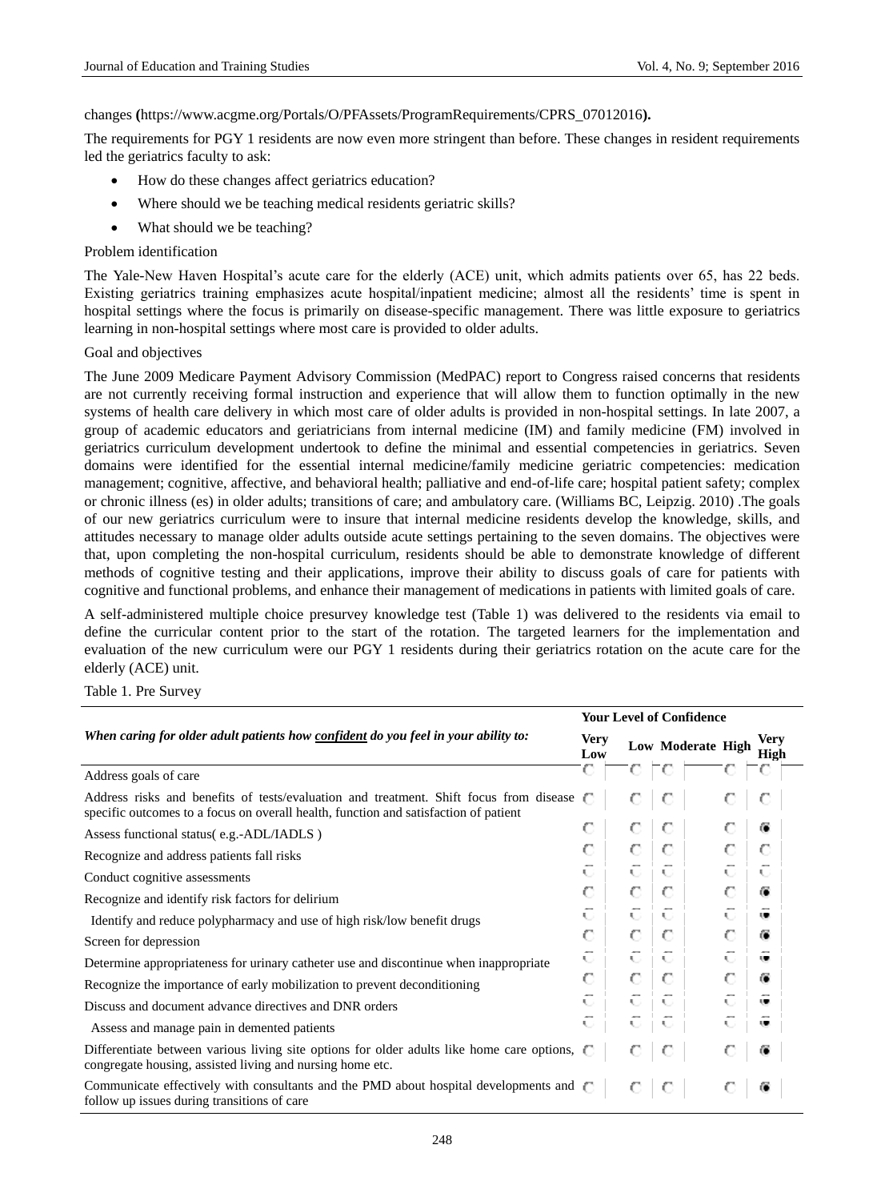changes **(**https://www.acgme.org/Portals/O/PFAssets/ProgramRequirements/CPRS_07012016**).**

The requirements for PGY 1 residents are now even more stringent than before. These changes in resident requirements led the geriatrics faculty to ask:

- How do these changes affect geriatrics education?
- Where should we be teaching medical residents geriatric skills?
- What should we be teaching?

Problem identification

The Yale-New Haven Hospital's acute care for the elderly (ACE) unit, which admits patients over 65, has 22 beds. Existing geriatrics training emphasizes acute hospital/inpatient medicine; almost all the residents' time is spent in hospital settings where the focus is primarily on disease-specific management. There was little exposure to geriatrics learning in non-hospital settings where most care is provided to older adults.

Goal and objectives

The June 2009 Medicare Payment Advisory Commission (MedPAC) report to Congress raised concerns that residents are not currently receiving formal instruction and experience that will allow them to function optimally in the new systems of health care delivery in which most care of older adults is provided in non-hospital settings. In late 2007, a group of academic educators and geriatricians from internal medicine (IM) and family medicine (FM) involved in geriatrics curriculum development undertook to define the minimal and essential competencies in geriatrics. Seven domains were identified for the essential internal medicine/family medicine geriatric competencies: medication management; cognitive, affective, and behavioral health; palliative and end-of-life care; hospital patient safety; complex or chronic illness (es) in older adults; transitions of care; and ambulatory care. (Williams BC, Leipzig. 2010) .The goals of our new geriatrics curriculum were to insure that internal medicine residents develop the knowledge, skills, and attitudes necessary to manage older adults outside acute settings pertaining to the seven domains. The objectives were that, upon completing the non-hospital curriculum, residents should be able to demonstrate knowledge of different methods of cognitive testing and their applications, improve their ability to discuss goals of care for patients with cognitive and functional problems, and enhance their management of medications in patients with limited goals of care.

A self-administered multiple choice presurvey knowledge test (Table 1) was delivered to the residents via email to define the curricular content prior to the start of the rotation. The targeted learners for the implementation and evaluation of the new curriculum were our PGY 1 residents during their geriatrics rotation on the acute care for the elderly (ACE) unit.

Table 1. Pre Survey

| | **Your Level of Confidence** | | | | |
|---|---|---|---|---|---|
| ***When caring for older adult patients how <u>confident</u> do you feel in your ability to:*** | **Very Low** | **Low** | **Moderate** | **High** | **Very High** |
| Address goals of care | ○ | ○ | ○ | ○ | ○ |
| Address risks and benefits of tests/evaluation and treatment. Shift focus from disease specific outcomes to a focus on overall health, function and satisfaction of patient | ○ | ○ | ○ | ○ | ○ |
| Assess functional status( e.g.-ADL/IADLS ) | ○ | ○ | ○ | ○ | ● |
| Recognize and address patients fall risks | ○ | ○ | ○ | ○ | ○ |
| Conduct cognitive assessments | ○ | ○ | ○ | ○ | ○ |
| Recognize and identify risk factors for delirium | ○ | ○ | ○ | ○ | ● |
| Identify and reduce polypharmacy and use of high risk/low benefit drugs | ○ | ○ | ○ | ○ | ● |
| Screen for depression | ○ | ○ | ○ | ○ | ● |
| Determine appropriateness for urinary catheter use and discontinue when inappropriate | ○ | ○ | ○ | ○ | ● |
| Recognize the importance of early mobilization to prevent deconditioning | ○ | ○ | ○ | ○ | ● |
| Discuss and document advance directives and DNR orders | ○ | ○ | ○ | ○ | ● |
| Assess and manage pain in demented patients | ○ | ○ | ○ | ○ | ● |
| Differentiate between various living site options for older adults like home care options, congregate housing, assisted living and nursing home etc. | ○ | ○ | ○ | ○ | ● |
| Communicate effectively with consultants and the PMD about hospital developments and follow up issues during transitions of care | ○ | ○ | ○ | ○ | ● |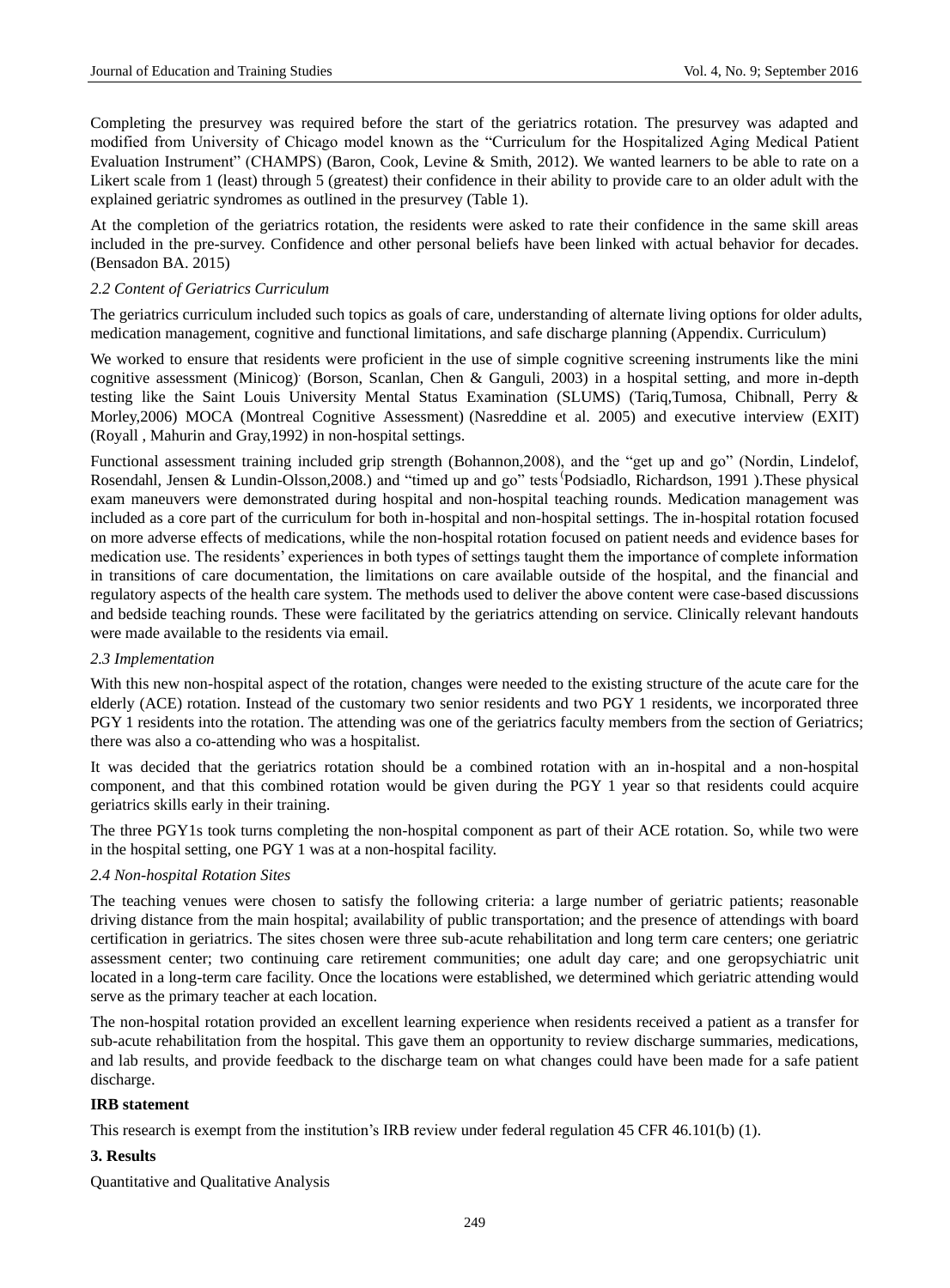Completing the presurvey was required before the start of the geriatrics rotation. The presurvey was adapted and modified from University of Chicago model known as the "Curriculum for the Hospitalized Aging Medical Patient Evaluation Instrument" (CHAMPS) (Baron, Cook, Levine & Smith, 2012). We wanted learners to be able to rate on a Likert scale from 1 (least) through 5 (greatest) their confidence in their ability to provide care to an older adult with the explained geriatric syndromes as outlined in the presurvey (Table 1).

At the completion of the geriatrics rotation, the residents were asked to rate their confidence in the same skill areas included in the pre-survey. Confidence and other personal beliefs have been linked with actual behavior for decades. (Bensadon BA. 2015)

### *2.2 Content of Geriatrics Curriculum*

The geriatrics curriculum included such topics as goals of care, understanding of alternate living options for older adults, medication management, cognitive and functional limitations, and safe discharge planning (Appendix. Curriculum)

We worked to ensure that residents were proficient in the use of simple cognitive screening instruments like the mini cognitive assessment (Minicog) (Borson, Scanlan, Chen & Ganguli, 2003) in a hospital setting, and more in-depth testing like the Saint Louis University Mental Status Examination (SLUMS) (Tariq,Tumosa, Chibnall, Perry & Morley,2006) MOCA (Montreal Cognitive Assessment) (Nasreddine et al. 2005) and executive interview (EXIT) (Royall , Mahurin and Gray,1992) in non-hospital settings.

Functional assessment training included grip strength (Bohannon,2008), and the "get up and go" (Nordin, Lindelof, Rosendahl, Jensen & Lundin-Olsson,2008.) and "timed up and go" tests (Podsiadlo, Richardson, 1991 ).These physical exam maneuvers were demonstrated during hospital and non-hospital teaching rounds. Medication management was included as a core part of the curriculum for both in-hospital and non-hospital settings. The in-hospital rotation focused on more adverse effects of medications, while the non-hospital rotation focused on patient needs and evidence bases for medication use. The residents' experiences in both types of settings taught them the importance of complete information in transitions of care documentation, the limitations on care available outside of the hospital, and the financial and regulatory aspects of the health care system. The methods used to deliver the above content were case-based discussions and bedside teaching rounds. These were facilitated by the geriatrics attending on service. Clinically relevant handouts were made available to the residents via email.

### *2.3 Implementation*

With this new non-hospital aspect of the rotation, changes were needed to the existing structure of the acute care for the elderly (ACE) rotation. Instead of the customary two senior residents and two PGY 1 residents, we incorporated three PGY 1 residents into the rotation. The attending was one of the geriatrics faculty members from the section of Geriatrics; there was also a co-attending who was a hospitalist.

It was decided that the geriatrics rotation should be a combined rotation with an in-hospital and a non-hospital component, and that this combined rotation would be given during the PGY 1 year so that residents could acquire geriatrics skills early in their training.

The three PGY1s took turns completing the non-hospital component as part of their ACE rotation. So, while two were in the hospital setting, one PGY 1 was at a non-hospital facility.

### *2.4 Non-hospital Rotation Sites*

The teaching venues were chosen to satisfy the following criteria: a large number of geriatric patients; reasonable driving distance from the main hospital; availability of public transportation; and the presence of attendings with board certification in geriatrics. The sites chosen were three sub-acute rehabilitation and long term care centers; one geriatric assessment center; two continuing care retirement communities; one adult day care; and one geropsychiatric unit located in a long-term care facility. Once the locations were established, we determined which geriatric attending would serve as the primary teacher at each location.

The non-hospital rotation provided an excellent learning experience when residents received a patient as a transfer for sub-acute rehabilitation from the hospital. This gave them an opportunity to review discharge summaries, medications, and lab results, and provide feedback to the discharge team on what changes could have been made for a safe patient discharge.

**IRB statement**

This research is exempt from the institution's IRB review under federal regulation 45 CFR 46.101(b) (1).

## 3. Results

Quantitative and Qualitative Analysis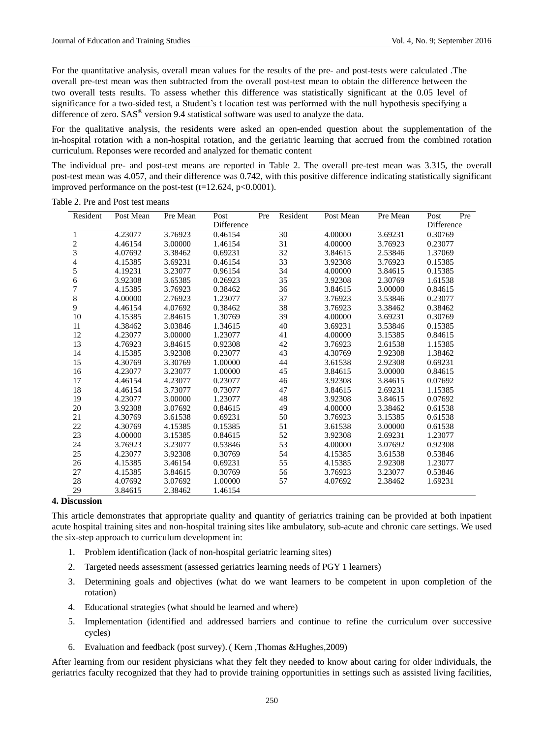For the quantitative analysis, overall mean values for the results of the pre- and post-tests were calculated .The overall pre-test mean was then subtracted from the overall post-test mean to obtain the difference between the two overall tests results. To assess whether this difference was statistically significant at the 0.05 level of significance for a two-sided test, a Student's t location test was performed with the null hypothesis specifying a difference of zero. SAS® version 9.4 statistical software was used to analyze the data.

For the qualitative analysis, the residents were asked an open-ended question about the supplementation of the in-hospital rotation with a non-hospital rotation, and the geriatric learning that accrued from the combined rotation curriculum. Reponses were recorded and analyzed for thematic content

The individual pre- and post-test means are reported in Table 2. The overall pre-test mean was 3.315, the overall post-test mean was 4.057, and their difference was 0.742, with this positive difference indicating statistically significant improved performance on the post-test ($t=12.624$, $p<0.0001$).

Table 2. Pre and Post test means

| Resident | Post Mean | Pre Mean | Post Pre Difference | Resident | Post Mean | Pre Mean | Post Pre Difference |
|---|---|---|---|---|---|---|---|
| 1 | 4.23077 | 3.76923 | 0.46154 | 30 | 4.00000 | 3.69231 | 0.30769 |
| 2 | 4.46154 | 3.00000 | 1.46154 | 31 | 4.00000 | 3.76923 | 0.23077 |
| 3 | 4.07692 | 3.38462 | 0.69231 | 32 | 3.84615 | 2.53846 | 1.37069 |
| 4 | 4.15385 | 3.69231 | 0.46154 | 33 | 3.92308 | 3.76923 | 0.15385 |
| 5 | 4.19231 | 3.23077 | 0.96154 | 34 | 4.00000 | 3.84615 | 0.15385 |
| 6 | 3.92308 | 3.65385 | 0.26923 | 35 | 3.92308 | 2.30769 | 1.61538 |
| 7 | 4.15385 | 3.76923 | 0.38462 | 36 | 3.84615 | 3.00000 | 0.84615 |
| 8 | 4.00000 | 2.76923 | 1.23077 | 37 | 3.76923 | 3.53846 | 0.23077 |
| 9 | 4.46154 | 4.07692 | 0.38462 | 38 | 3.76923 | 3.38462 | 0.38462 |
| 10 | 4.15385 | 2.84615 | 1.30769 | 39 | 4.00000 | 3.69231 | 0.30769 |
| 11 | 4.38462 | 3.03846 | 1.34615 | 40 | 3.69231 | 3.53846 | 0.15385 |
| 12 | 4.23077 | 3.00000 | 1.23077 | 41 | 4.00000 | 3.15385 | 0.84615 |
| 13 | 4.76923 | 3.84615 | 0.92308 | 42 | 3.76923 | 2.61538 | 1.15385 |
| 14 | 4.15385 | 3.92308 | 0.23077 | 43 | 4.30769 | 2.92308 | 1.38462 |
| 15 | 4.30769 | 3.30769 | 1.00000 | 44 | 3.61538 | 2.92308 | 0.69231 |
| 16 | 4.23077 | 3.23077 | 1.00000 | 45 | 3.84615 | 3.00000 | 0.84615 |
| 17 | 4.46154 | 4.23077 | 0.23077 | 46 | 3.92308 | 3.84615 | 0.07692 |
| 18 | 4.46154 | 3.73077 | 0.73077 | 47 | 3.84615 | 2.69231 | 1.15385 |
| 19 | 4.23077 | 3.00000 | 1.23077 | 48 | 3.92308 | 3.84615 | 0.07692 |
| 20 | 3.92308 | 3.07692 | 0.84615 | 49 | 4.00000 | 3.38462 | 0.61538 |
| 21 | 4.30769 | 3.61538 | 0.69231 | 50 | 3.76923 | 3.15385 | 0.61538 |
| 22 | 4.30769 | 4.15385 | 0.15385 | 51 | 3.61538 | 3.00000 | 0.61538 |
| 23 | 4.00000 | 3.15385 | 0.84615 | 52 | 3.92308 | 2.69231 | 1.23077 |
| 24 | 3.76923 | 3.23077 | 0.53846 | 53 | 4.00000 | 3.07692 | 0.92308 |
| 25 | 4.23077 | 3.92308 | 0.30769 | 54 | 4.15385 | 3.61538 | 0.53846 |
| 26 | 4.15385 | 3.46154 | 0.69231 | 55 | 4.15385 | 2.92308 | 1.23077 |
| 27 | 4.15385 | 3.84615 | 0.30769 | 56 | 3.76923 | 3.23077 | 0.53846 |
| 28 | 4.07692 | 3.07692 | 1.00000 | 57 | 4.07692 | 2.38462 | 1.69231 |
| 29 | 3.84615 | 2.38462 | 1.46154 | | | | |

## 4. Discussion

This article demonstrates that appropriate quality and quantity of geriatrics training can be provided at both inpatient acute hospital training sites and non-hospital training sites like ambulatory, sub-acute and chronic care settings. We used the six-step approach to curriculum development in:

1. Problem identification (lack of non-hospital geriatric learning sites)
2. Targeted needs assessment (assessed geriatrics learning needs of PGY 1 learners)
3. Determining goals and objectives (what do we want learners to be competent in upon completion of the rotation)
4. Educational strategies (what should be learned and where)
5. Implementation (identified and addressed barriers and continue to refine the curriculum over successive cycles)
6. Evaluation and feedback (post survey). ( Kern ,Thomas &Hughes,2009)

After learning from our resident physicians what they felt they needed to know about caring for older individuals, the geriatrics faculty recognized that they had to provide training opportunities in settings such as assisted living facilities,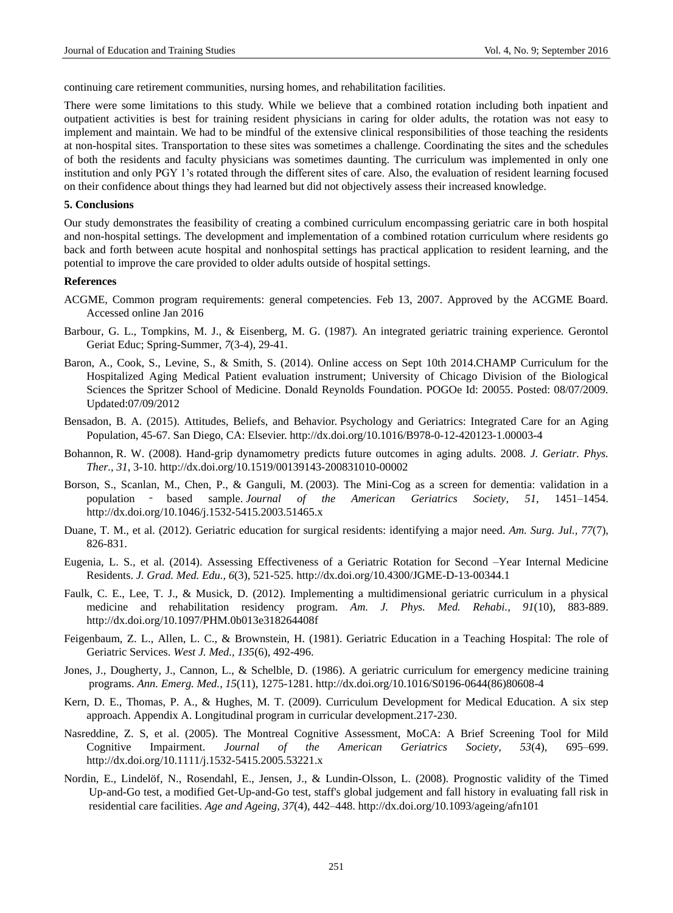continuing care retirement communities, nursing homes, and rehabilitation facilities.

There were some limitations to this study. While we believe that a combined rotation including both inpatient and outpatient activities is best for training resident physicians in caring for older adults, the rotation was not easy to implement and maintain. We had to be mindful of the extensive clinical responsibilities of those teaching the residents at non-hospital sites. Transportation to these sites was sometimes a challenge. Coordinating the sites and the schedules of both the residents and faculty physicians was sometimes daunting. The curriculum was implemented in only one institution and only PGY 1's rotated through the different sites of care. Also, the evaluation of resident learning focused on their confidence about things they had learned but did not objectively assess their increased knowledge.

## 5. Conclusions

Our study demonstrates the feasibility of creating a combined curriculum encompassing geriatric care in both hospital and non-hospital settings. The development and implementation of a combined rotation curriculum where residents go back and forth between acute hospital and nonhospital settings has practical application to resident learning, and the potential to improve the care provided to older adults outside of hospital settings.

## References

ACGME, Common program requirements: general competencies. Feb 13, 2007. Approved by the ACGME Board. Accessed online Jan 2016

Barbour, G. L., Tompkins, M. J., & Eisenberg, M. G. (1987). An integrated geriatric training experience. Gerontol Geriat Educ; Spring-Summer, *7*(3-4), 29-41.

Baron, A., Cook, S., Levine, S., & Smith, S. (2014). Online access on Sept 10th 2014.CHAMP Curriculum for the Hospitalized Aging Medical Patient evaluation instrument; University of Chicago Division of the Biological Sciences the Spritzer School of Medicine. Donald Reynolds Foundation. POGOe Id: 20055. Posted: 08/07/2009. Updated:07/09/2012

Bensadon, B. A. (2015). Attitudes, Beliefs, and Behavior. Psychology and Geriatrics: Integrated Care for an Aging Population, 45-67. San Diego, CA: Elsevier. http://dx.doi.org/10.1016/B978-0-12-420123-1.00003-4

Bohannon, R. W. (2008). Hand-grip dynamometry predicts future outcomes in aging adults. 2008. *J. Geriatr. Phys. Ther., 31*, 3-10. http://dx.doi.org/10.1519/00139143-200831010-00002

Borson, S., Scanlan, M., Chen, P., & Ganguli, M. (2003). The Mini-Cog as a screen for dementia: validation in a population‐based sample. *Journal of the American Geriatrics Society, 51*, 1451–1454. http://dx.doi.org/10.1046/j.1532-5415.2003.51465.x

Duane, T. M., et al. (2012). Geriatric education for surgical residents: identifying a major need. *Am. Surg. Jul., 77*(7), 826-831.

Eugenia, L. S., et al. (2014). Assessing Effectiveness of a Geriatric Rotation for Second –Year Internal Medicine Residents. *J. Grad. Med. Edu., 6*(3), 521-525. http://dx.doi.org/10.4300/JGME-D-13-00344.1

Faulk, C. E., Lee, T. J., & Musick, D. (2012). Implementing a multidimensional geriatric curriculum in a physical medicine and rehabilitation residency program. *Am. J. Phys. Med. Rehabi., 91*(10), 883-889. http://dx.doi.org/10.1097/PHM.0b013e318264408f

Feigenbaum, Z. L., Allen, L. C., & Brownstein, H. (1981). Geriatric Education in a Teaching Hospital: The role of Geriatric Services. *West J. Med., 135*(6), 492-496.

Jones, J., Dougherty, J., Cannon, L., & Schelble, D. (1986). A geriatric curriculum for emergency medicine training programs. *Ann. Emerg. Med., 15*(11), 1275-1281. http://dx.doi.org/10.1016/S0196-0644(86)80608-4

Kern, D. E., Thomas, P. A., & Hughes, M. T. (2009). Curriculum Development for Medical Education. A six step approach. Appendix A. Longitudinal program in curricular development.217-230.

Nasreddine, Z. S, et al. (2005). The Montreal Cognitive Assessment, MoCA: A Brief Screening Tool for Mild Cognitive Impairment. *Journal of the American Geriatrics Society, 53*(4), 695–699. http://dx.doi.org/10.1111/j.1532-5415.2005.53221.x

Nordin, E., Lindelöf, N., Rosendahl, E., Jensen, J., & Lundin-Olsson, L. (2008). Prognostic validity of the Timed Up-and-Go test, a modified Get-Up-and-Go test, staff's global judgement and fall history in evaluating fall risk in residential care facilities. *Age and Ageing, 37*(4), 442–448. http://dx.doi.org/10.1093/ageing/afn101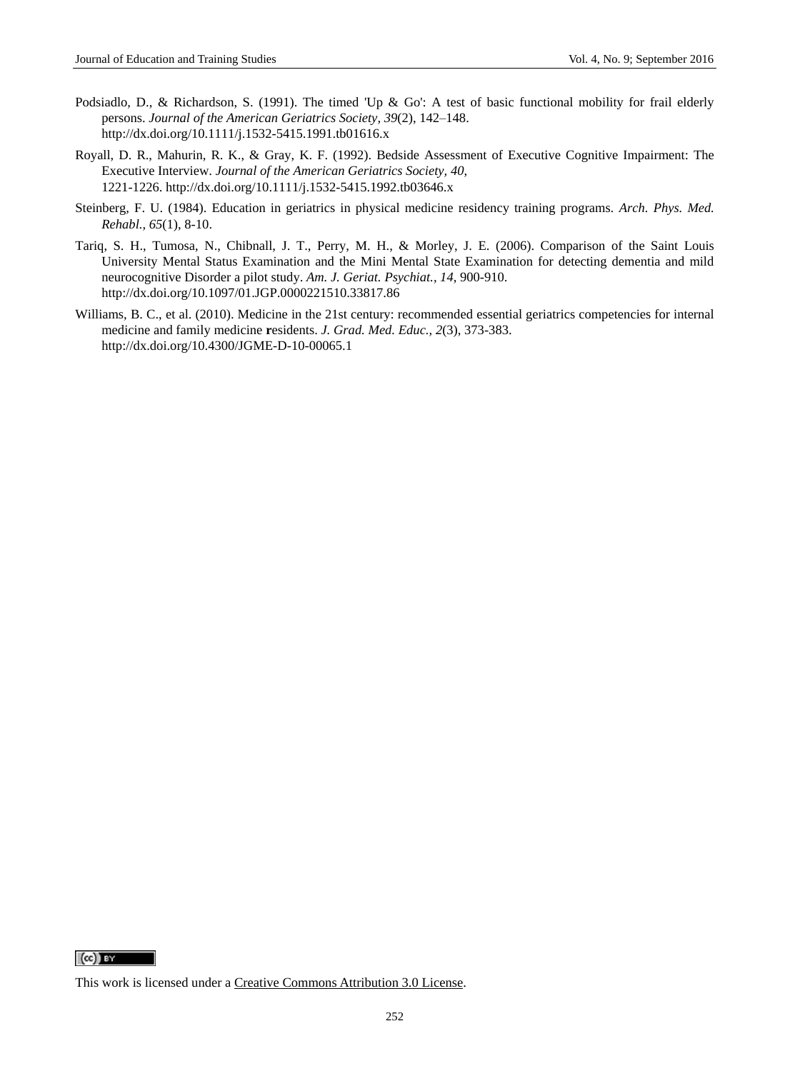Podsiadlo, D., & Richardson, S. (1991). The timed 'Up & Go': A test of basic functional mobility for frail elderly persons. *Journal of the American Geriatrics Society, 39*(2), 142–148. http://dx.doi.org/10.1111/j.1532-5415.1991.tb01616.x

Royall, D. R., Mahurin, R. K., & Gray, K. F. (1992). Bedside Assessment of Executive Cognitive Impairment: The Executive Interview. *Journal of the American Geriatrics Society, 40*, 1221-1226. http://dx.doi.org/10.1111/j.1532-5415.1992.tb03646.x

Steinberg, F. U. (1984). Education in geriatrics in physical medicine residency training programs. *Arch. Phys. Med. Rehabl., 65*(1), 8-10.

Tariq, S. H., Tumosa, N., Chibnall, J. T., Perry, M. H., & Morley, J. E. (2006). Comparison of the Saint Louis University Mental Status Examination and the Mini Mental State Examination for detecting dementia and mild neurocognitive Disorder a pilot study. *Am. J. Geriat. Psychiat.*, *14*, 900-910. http://dx.doi.org/10.1097/01.JGP.0000221510.33817.86

Williams, B. C., et al. (2010). Medicine in the 21st century: recommended essential geriatrics competencies for internal medicine and family medicine **r**esidents. *J. Grad. Med. Educ., 2*(3), 373-383. http://dx.doi.org/10.4300/JGME-D-10-00065.1

This work is licensed under a Creative Commons Attribution 3.0 License.